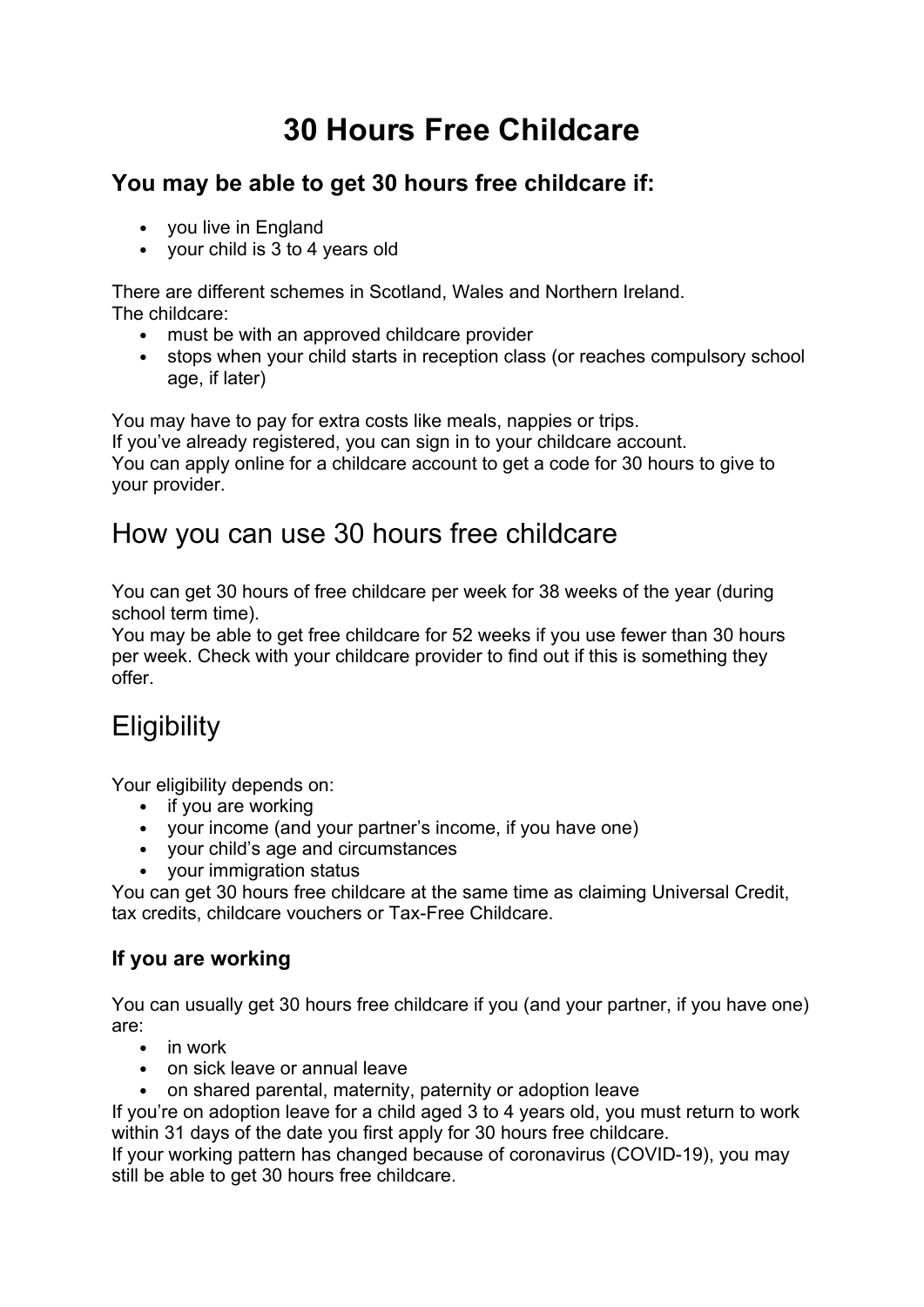# 30 Hours Free Childcare

### You may be able to get 30 hours free childcare if:

- you live in England
- your child is 3 to 4 years old

There are different schemes in Scotland, Wales and Northern Ireland.
The childcare:

- must be with an approved childcare provider
- stops when your child starts in reception class (or reaches compulsory school age, if later)

You may have to pay for extra costs like meals, nappies or trips.
If you've already registered, you can sign in to your childcare account.
You can apply online for a childcare account to get a code for 30 hours to give to your provider.

## How you can use 30 hours free childcare

You can get 30 hours of free childcare per week for 38 weeks of the year (during school term time).
You may be able to get free childcare for 52 weeks if you use fewer than 30 hours per week. Check with your childcare provider to find out if this is something they offer.

## Eligibility

Your eligibility depends on:

- if you are working
- your income (and your partner's income, if you have one)
- your child's age and circumstances
- your immigration status

You can get 30 hours free childcare at the same time as claiming Universal Credit, tax credits, childcare vouchers or Tax-Free Childcare.

### If you are working

You can usually get 30 hours free childcare if you (and your partner, if you have one) are:

- in work
- on sick leave or annual leave
- on shared parental, maternity, paternity or adoption leave

If you're on adoption leave for a child aged 3 to 4 years old, you must return to work within 31 days of the date you first apply for 30 hours free childcare.
If your working pattern has changed because of coronavirus (COVID-19), you may still be able to get 30 hours free childcare.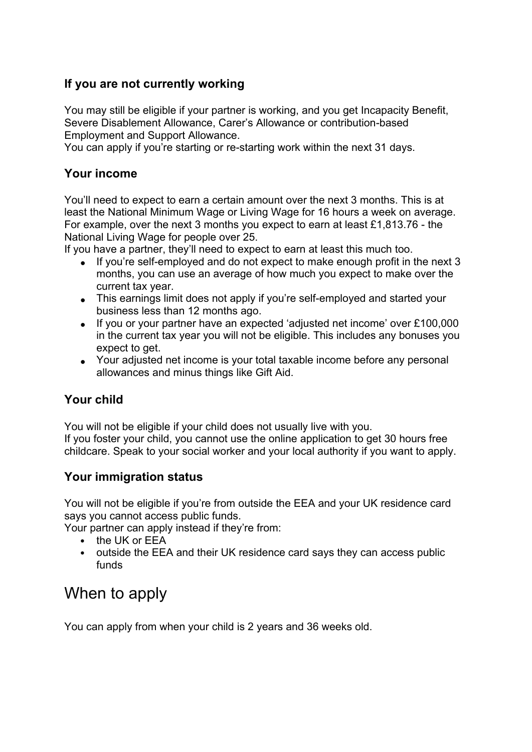### If you are not currently working

You may still be eligible if your partner is working, and you get Incapacity Benefit, Severe Disablement Allowance, Carer's Allowance or contribution-based Employment and Support Allowance.
You can apply if you're starting or re-starting work within the next 31 days.

### Your income

You'll need to expect to earn a certain amount over the next 3 months. This is at least the National Minimum Wage or Living Wage for 16 hours a week on average. For example, over the next 3 months you expect to earn at least £1,813.76 - the National Living Wage for people over 25.
If you have a partner, they'll need to expect to earn at least this much too.

- If you're self-employed and do not expect to make enough profit in the next 3 months, you can use an average of how much you expect to make over the current tax year.
- This earnings limit does not apply if you're self-employed and started your business less than 12 months ago.
- If you or your partner have an expected 'adjusted net income' over £100,000 in the current tax year you will not be eligible. This includes any bonuses you expect to get.
- Your adjusted net income is your total taxable income before any personal allowances and minus things like Gift Aid.

### Your child

You will not be eligible if your child does not usually live with you.
If you foster your child, you cannot use the online application to get 30 hours free childcare. Speak to your social worker and your local authority if you want to apply.

### Your immigration status

You will not be eligible if you're from outside the EEA and your UK residence card says you cannot access public funds.
Your partner can apply instead if they're from:

- the UK or EEA
- outside the EEA and their UK residence card says they can access public funds

## When to apply

You can apply from when your child is 2 years and 36 weeks old.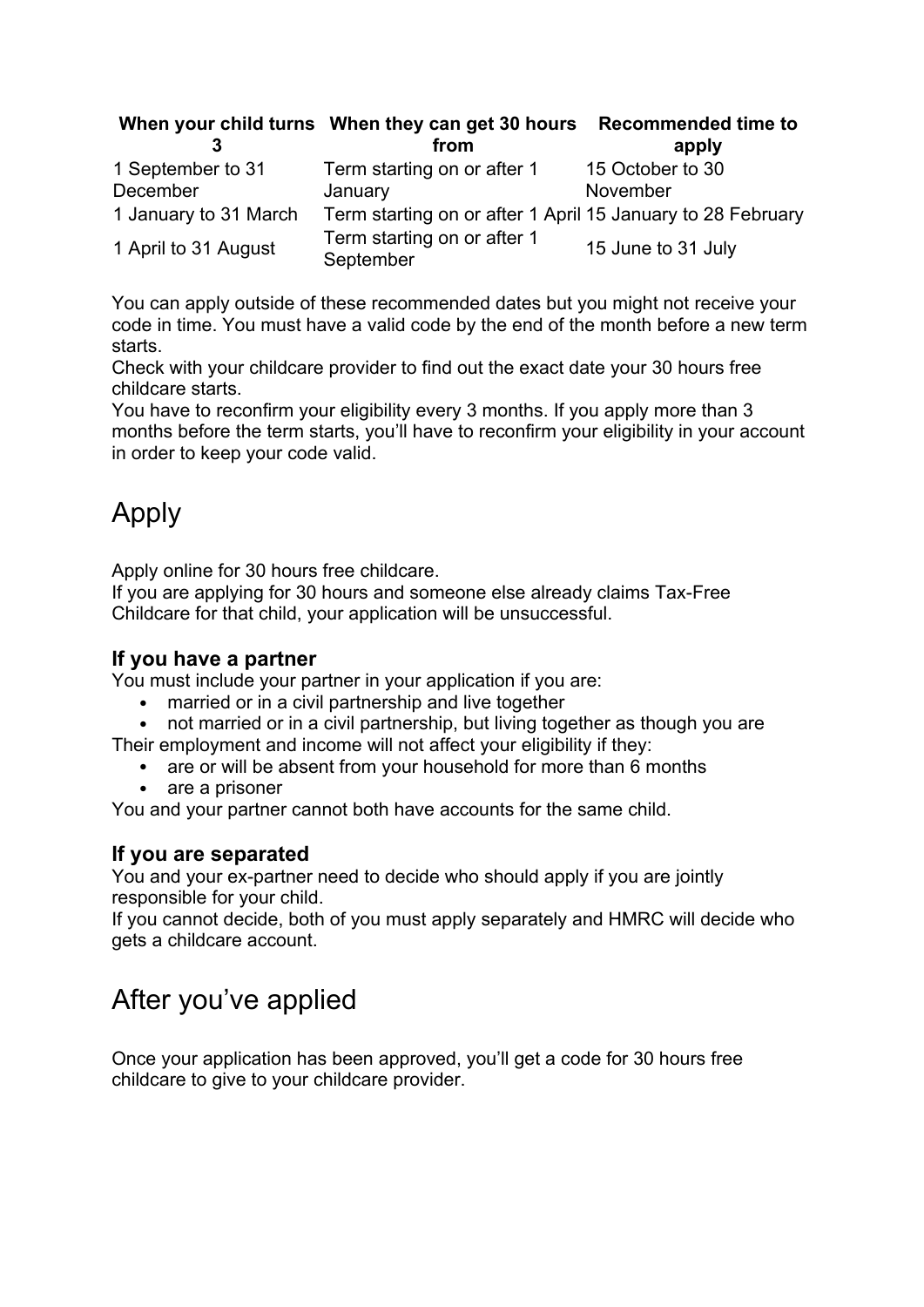| When your child turns 3 | When they can get 30 hours from | Recommended time to apply |
| --- | --- | --- |
| 1 September to 31 December | Term starting on or after 1 January | 15 October to 30 November |
| 1 January to 31 March | Term starting on or after 1 April | 15 January to 28 February |
| 1 April to 31 August | Term starting on or after 1 September | 15 June to 31 July |

You can apply outside of these recommended dates but you might not receive your code in time. You must have a valid code by the end of the month before a new term starts.

Check with your childcare provider to find out the exact date your 30 hours free childcare starts.

You have to reconfirm your eligibility every 3 months. If you apply more than 3 months before the term starts, you'll have to reconfirm your eligibility in your account in order to keep your code valid.

# Apply

Apply online for 30 hours free childcare.

If you are applying for 30 hours and someone else already claims Tax-Free Childcare for that child, your application will be unsuccessful.

### If you have a partner

You must include your partner in your application if you are:

- married or in a civil partnership and live together
- not married or in a civil partnership, but living together as though you are

Their employment and income will not affect your eligibility if they:

- are or will be absent from your household for more than 6 months
- are a prisoner

You and your partner cannot both have accounts for the same child.

### If you are separated

You and your ex-partner need to decide who should apply if you are jointly responsible for your child.

If you cannot decide, both of you must apply separately and HMRC will decide who gets a childcare account.

# After you've applied

Once your application has been approved, you'll get a code for 30 hours free childcare to give to your childcare provider.